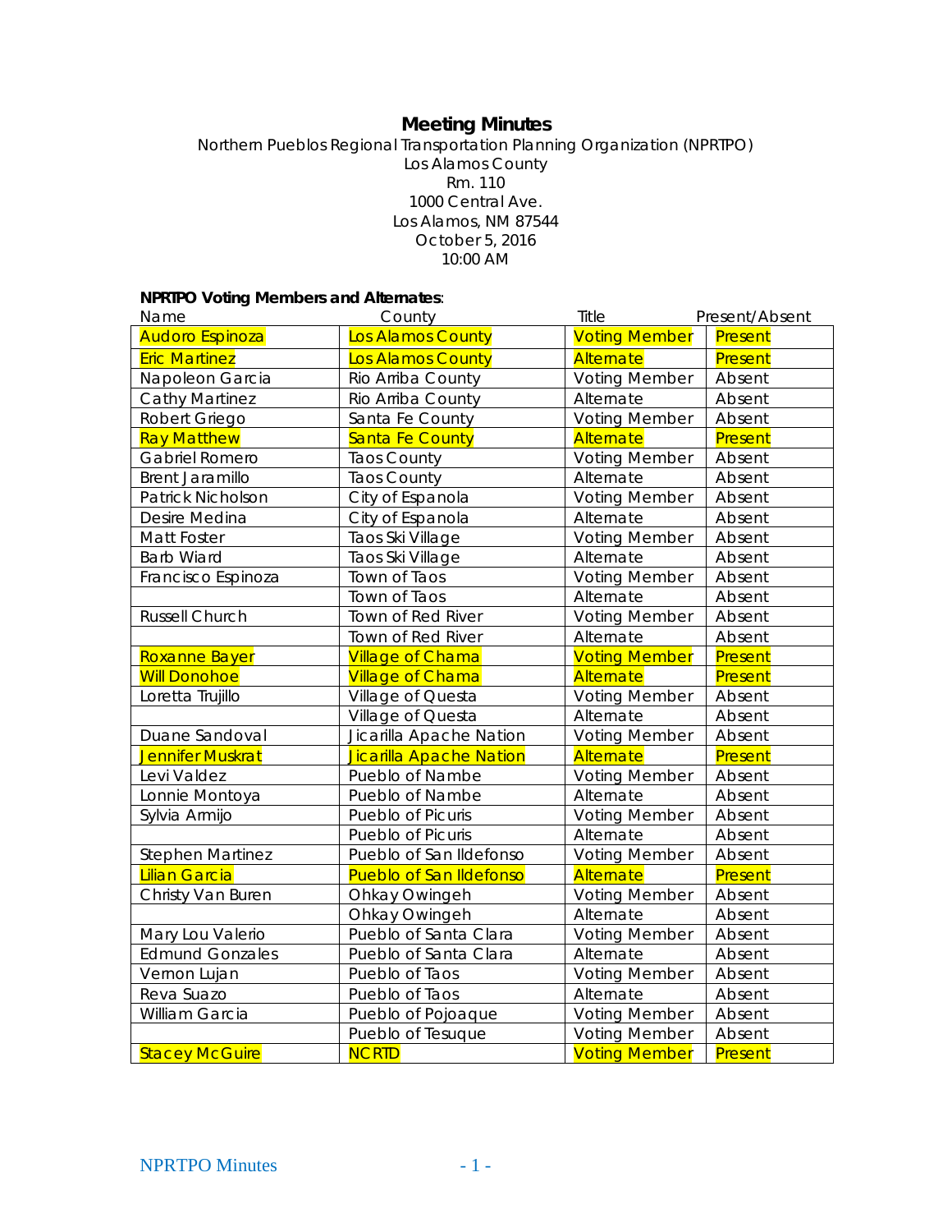# Meeting Minutes

Northern Pueblos Regional Transportation Planning Organization (NPRTPO)
Los Alamos County
Rm. 110
1000 Central Ave.
Los Alamos, NM 87544
October 5, 2016
10:00 AM

**NPRTPO Voting Members and Alternates**:

| Name | County | Title | Present/Absent |
|---|---|---|---|
| Audoro Espinoza | Los Alamos County | Voting Member | Present |
| Eric Martinez | Los Alamos County | Alternate | Present |
| Napoleon Garcia | Rio Arriba County | Voting Member | Absent |
| Cathy Martinez | Rio Arriba County | Alternate | Absent |
| Robert Griego | Santa Fe County | Voting Member | Absent |
| Ray Matthew | Santa Fe County | Alternate | Present |
| Gabriel Romero | Taos County | Voting Member | Absent |
| Brent Jaramillo | Taos County | Alternate | Absent |
| Patrick Nicholson | City of Espanola | Voting Member | Absent |
| Desire Medina | City of Espanola | Alternate | Absent |
| Matt Foster | Taos Ski Village | Voting Member | Absent |
| Barb Wiard | Taos Ski Village | Alternate | Absent |
| Francisco Espinoza | Town of Taos | Voting Member | Absent |
| | Town of Taos | Alternate | Absent |
| Russell Church | Town of Red River | Voting Member | Absent |
| | Town of Red River | Alternate | Absent |
| Roxanne Bayer | Village of Chama | Voting Member | Present |
| Will Donohoe | Village of Chama | Alternate | Present |
| Loretta Trujillo | Village of Questa | Voting Member | Absent |
| | Village of Questa | Alternate | Absent |
| Duane Sandoval | Jicarilla Apache Nation | Voting Member | Absent |
| Jennifer Muskrat | Jicarilla Apache Nation | Alternate | Present |
| Levi Valdez | Pueblo of Nambe | Voting Member | Absent |
| Lonnie Montoya | Pueblo of Nambe | Alternate | Absent |
| Sylvia Armijo | Pueblo of Picuris | Voting Member | Absent |
| | Pueblo of Picuris | Alternate | Absent |
| Stephen Martinez | Pueblo of San Ildefonso | Voting Member | Absent |
| Lilian Garcia | Pueblo of San Ildefonso | Alternate | Present |
| Christy Van Buren | Ohkay Owingeh | Voting Member | Absent |
| | Ohkay Owingeh | Alternate | Absent |
| Mary Lou Valerio | Pueblo of Santa Clara | Voting Member | Absent |
| Edmund Gonzales | Pueblo of Santa Clara | Alternate | Absent |
| Vernon Lujan | Pueblo of Taos | Voting Member | Absent |
| Reva Suazo | Pueblo of Taos | Alternate | Absent |
| William Garcia | Pueblo of Pojoaque | Voting Member | Absent |
| | Pueblo of Tesuque | Voting Member | Absent |
| Stacey McGuire | NCRTD | Voting Member | Present |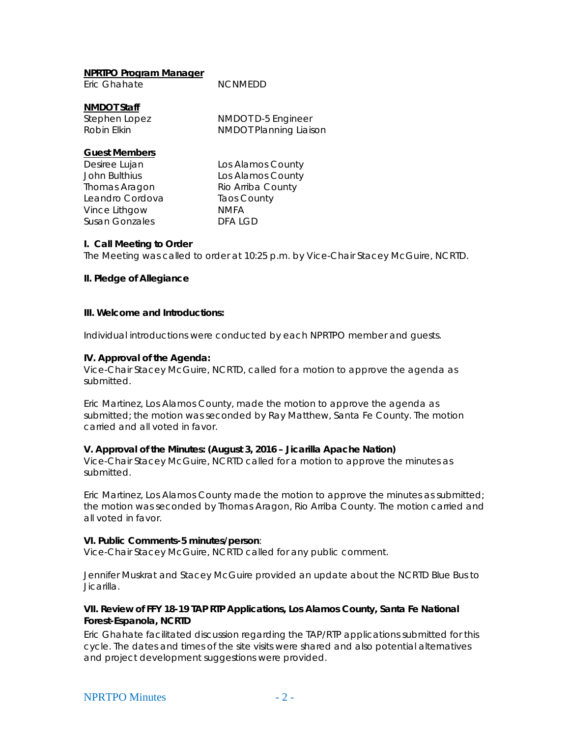**NPRTPO Program Manager**

| | |
|---|---|
| Eric Ghahate | NCNMEDD |

**NMDOT Staff**

| | |
|---|---|
| Stephen Lopez | NMDOT D-5 Engineer |
| Robin Elkin | NMDOT Planning Liaison |

**Guest Members**

| | |
|---|---|
| Desiree Lujan | Los Alamos County |
| John Bulthius | Los Alamos County |
| Thomas Aragon | Rio Arriba County |
| Leandro Cordova | Taos County |
| Vince Lithgow | NMFA |
| Susan Gonzales | DFA LGD |

**I. Call Meeting to Order**

The Meeting was called to order at 10:25 p.m. by Vice-Chair Stacey McGuire, NCRTD.

**II. Pledge of Allegiance**

**III. Welcome and Introductions:**

Individual introductions were conducted by each NPRTPO member and guests.

**IV. Approval of the Agenda:**

Vice-Chair Stacey McGuire, NCRTD, called for a motion to approve the agenda as submitted.

Eric Martinez, Los Alamos County, made the motion to approve the agenda as submitted; the motion was seconded by Ray Matthew, Santa Fe County. The motion carried and all voted in favor.

**V. Approval of the Minutes: (August 3, 2016 – Jicarilla Apache Nation)**

Vice-Chair Stacey McGuire, NCRTD called for a motion to approve the minutes as submitted.

Eric Martinez, Los Alamos County made the motion to approve the minutes as submitted; the motion was seconded by Thomas Aragon, Rio Arriba County. The motion carried and all voted in favor.

**VI. Public Comments-5 minutes/person**:

Vice-Chair Stacey McGuire, NCRTD called for any public comment.

Jennifer Muskrat and Stacey McGuire provided an update about the NCRTD Blue Bus to Jicarilla.

**VII. Review of FFY 18-19 TAP RTP Applications, Los Alamos County, Santa Fe National Forest-Espanola, NCRTD**

Eric Ghahate facilitated discussion regarding the TAP/RTP applications submitted for this cycle. The dates and times of the site visits were shared and also potential alternatives and project development suggestions were provided.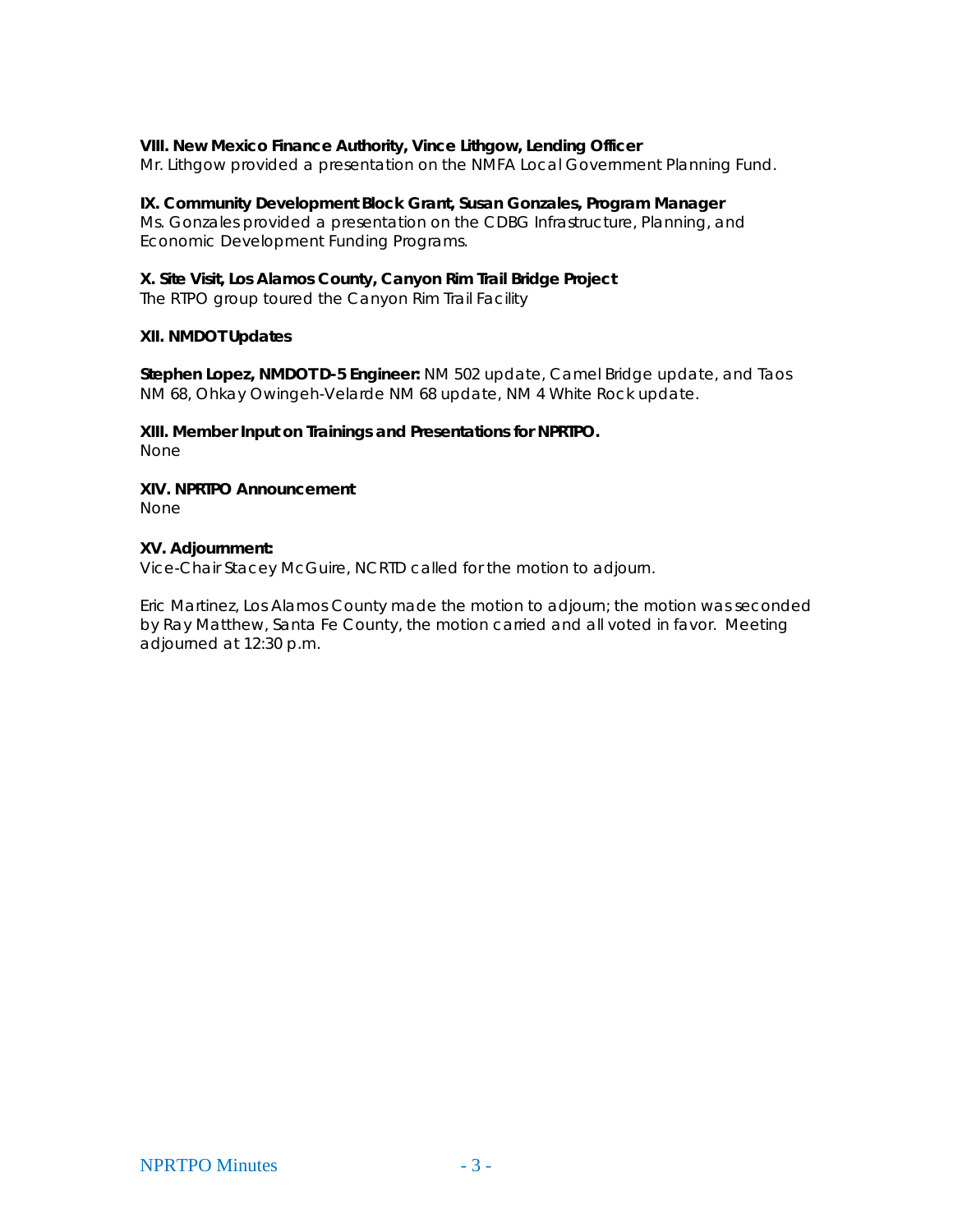**VIII. New Mexico Finance Authority, Vince Lithgow, Lending Officer**
Mr. Lithgow provided a presentation on the NMFA Local Government Planning Fund.

**IX. Community Development Block Grant, Susan Gonzales, Program Manager**
Ms. Gonzales provided a presentation on the CDBG Infrastructure, Planning, and Economic Development Funding Programs.

**X. Site Visit, Los Alamos County, Canyon Rim Trail Bridge Project**
The RTPO group toured the Canyon Rim Trail Facility

**XII. NMDOT Updates**

**Stephen Lopez, NMDOT D-5 Engineer:** NM 502 update, Camel Bridge update, and Taos NM 68, Ohkay Owingeh-Velarde NM 68 update, NM 4 White Rock update.

**XIII. Member Input on Trainings and Presentations for NPRTPO.**
None

**XIV. NPRTPO Announcement**
None

**XV. Adjournment:**
Vice-Chair Stacey McGuire, NCRTD called for the motion to adjourn.

Eric Martinez, Los Alamos County made the motion to adjourn; the motion was seconded by Ray Matthew, Santa Fe County, the motion carried and all voted in favor. Meeting adjourned at 12:30 p.m.